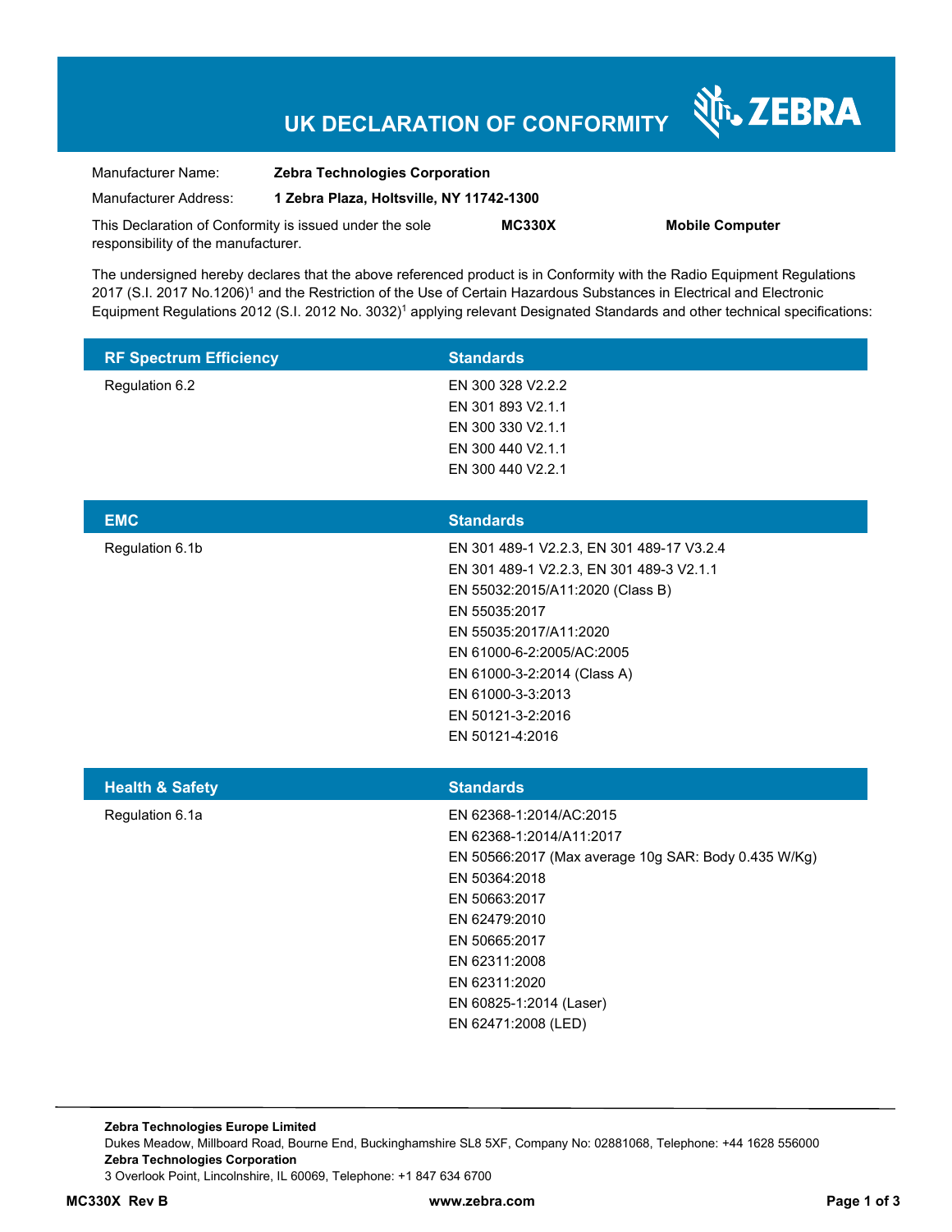# UK DECLARATION OF CONFORMITY

ZEBRA

Manufacturer Name: **Zebra Technologies Corporation**

Manufacturer Address: **1 Zebra Plaza, Holtsville, NY 11742-1300**

This Declaration of Conformity is issued under the sole responsibility of the manufacturer. **MC330X** **Mobile Computer**

The undersigned hereby declares that the above referenced product is in Conformity with the Radio Equipment Regulations 2017 (S.I. 2017 No.1206)[1] and the Restriction of the Use of Certain Hazardous Substances in Electrical and Electronic Equipment Regulations 2012 (S.I. 2012 No. 3032)[1] applying relevant Designated Standards and other technical specifications:

| RF Spectrum Efficiency | Standards |
|---|---|
| Regulation 6.2 | EN 300 328 V2.2.2<br>EN 301 893 V2.1.1<br>EN 300 330 V2.1.1<br>EN 300 440 V2.1.1<br>EN 300 440 V2.2.1 |

| EMC | Standards |
|---|---|
| Regulation 6.1b | EN 301 489-1 V2.2.3, EN 301 489-17 V3.2.4<br>EN 301 489-1 V2.2.3, EN 301 489-3 V2.1.1<br>EN 55032:2015/A11:2020 (Class B)<br>EN 55035:2017<br>EN 55035:2017/A11:2020<br>EN 61000-6-2:2005/AC:2005<br>EN 61000-3-2:2014 (Class A)<br>EN 61000-3-3:2013<br>EN 50121-3-2:2016<br>EN 50121-4:2016 |

| Health & Safety | Standards |
|---|---|
| Regulation 6.1a | EN 62368-1:2014/AC:2015<br>EN 62368-1:2014/A11:2017<br>EN 50566:2017 (Max average 10g SAR: Body 0.435 W/Kg)<br>EN 50364:2018<br>EN 50663:2017<br>EN 62479:2010<br>EN 50665:2017<br>EN 62311:2008<br>EN 62311:2020<br>EN 60825-1:2014 (Laser)<br>EN 62471:2008 (LED) |

**Zebra Technologies Europe Limited**
Dukes Meadow, Millboard Road, Bourne End, Buckinghamshire SL8 5XF, Company No: 02881068, Telephone: +44 1628 556000
**Zebra Technologies Corporation**
3 Overlook Point, Lincolnshire, IL 60069, Telephone: +1 847 634 6700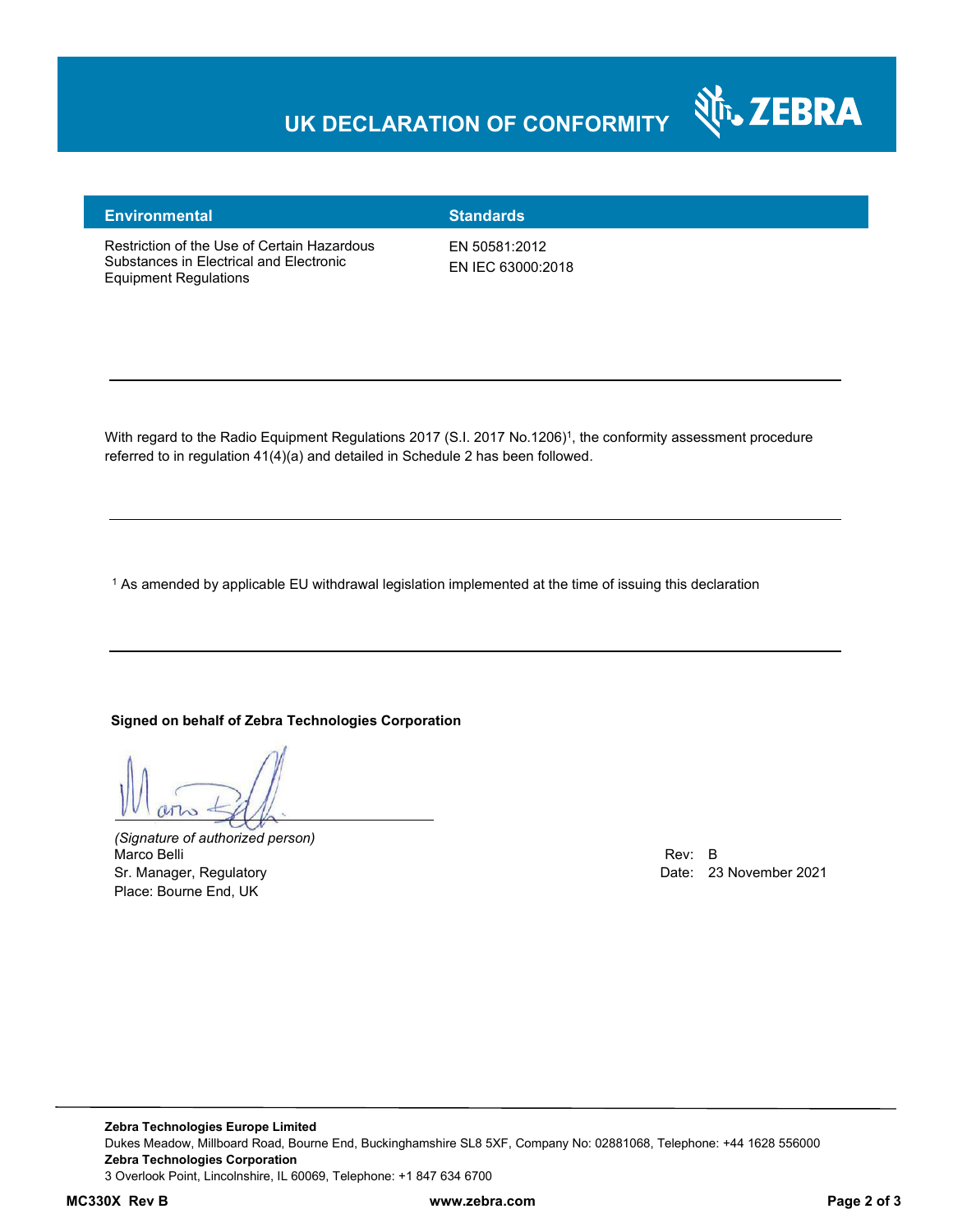# UK DECLARATION OF CONFORMITY

| Environmental | Standards |
| --- | --- |
| Restriction of the Use of Certain Hazardous Substances in Electrical and Electronic Equipment Regulations | EN 50581:2012<br>EN IEC 63000:2018 |

---

With regard to the Radio Equipment Regulations 2017 (S.I. 2017 No.1206)[1], the conformity assessment procedure referred to in regulation 41(4)(a) and detailed in Schedule 2 has been followed.

---

[1] As amended by applicable EU withdrawal legislation implemented at the time of issuing this declaration

---

**Signed on behalf of Zebra Technologies Corporation**

*(Signature of authorized person)*
Marco Belli
Sr. Manager, Regulatory
Place: Bourne End, UK

Rev: B
Date: 23 November 2021

**Zebra Technologies Europe Limited**
Dukes Meadow, Millboard Road, Bourne End, Buckinghamshire SL8 5XF, Company No: 02881068, Telephone: +44 1628 556000
**Zebra Technologies Corporation**
3 Overlook Point, Lincolnshire, IL 60069, Telephone: +1 847 634 6700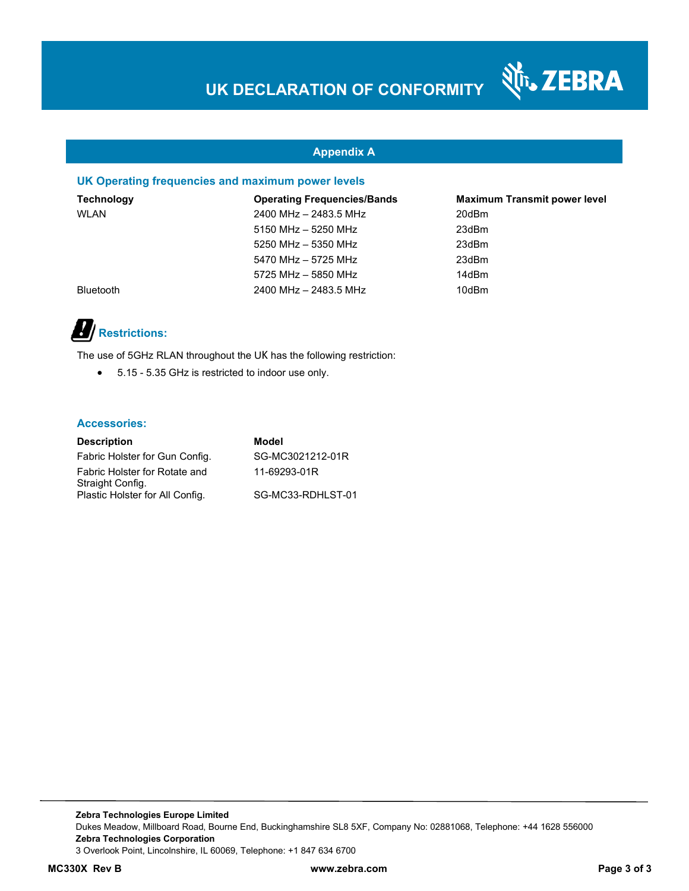# UK DECLARATION OF CONFORMITY

## Appendix A

### UK Operating frequencies and maximum power levels

| Technology | Operating Frequencies/Bands | Maximum Transmit power level |
|---|---|---|
| WLAN | 2400 MHz – 2483.5 MHz | 20dBm |
| | 5150 MHz – 5250 MHz | 23dBm |
| | 5250 MHz – 5350 MHz | 23dBm |
| | 5470 MHz – 5725 MHz | 23dBm |
| | 5725 MHz – 5850 MHz | 14dBm |
| Bluetooth | 2400 MHz – 2483.5 MHz | 10dBm |

### Restrictions:

The use of 5GHz RLAN throughout the UK has the following restriction:

- 5.15 - 5.35 GHz is restricted to indoor use only.

### Accessories:

| Description | Model |
|---|---|
| Fabric Holster for Gun Config. | SG-MC3021212-01R |
| Fabric Holster for Rotate and Straight Config. | 11-69293-01R |
| Plastic Holster for All Config. | SG-MC33-RDHLST-01 |

**Zebra Technologies Europe Limited**
Dukes Meadow, Millboard Road, Bourne End, Buckinghamshire SL8 5XF, Company No: 02881068, Telephone: +44 1628 556000
**Zebra Technologies Corporation**
3 Overlook Point, Lincolnshire, IL 60069, Telephone: +1 847 634 6700

**MC330X Rev B** **www.zebra.com**